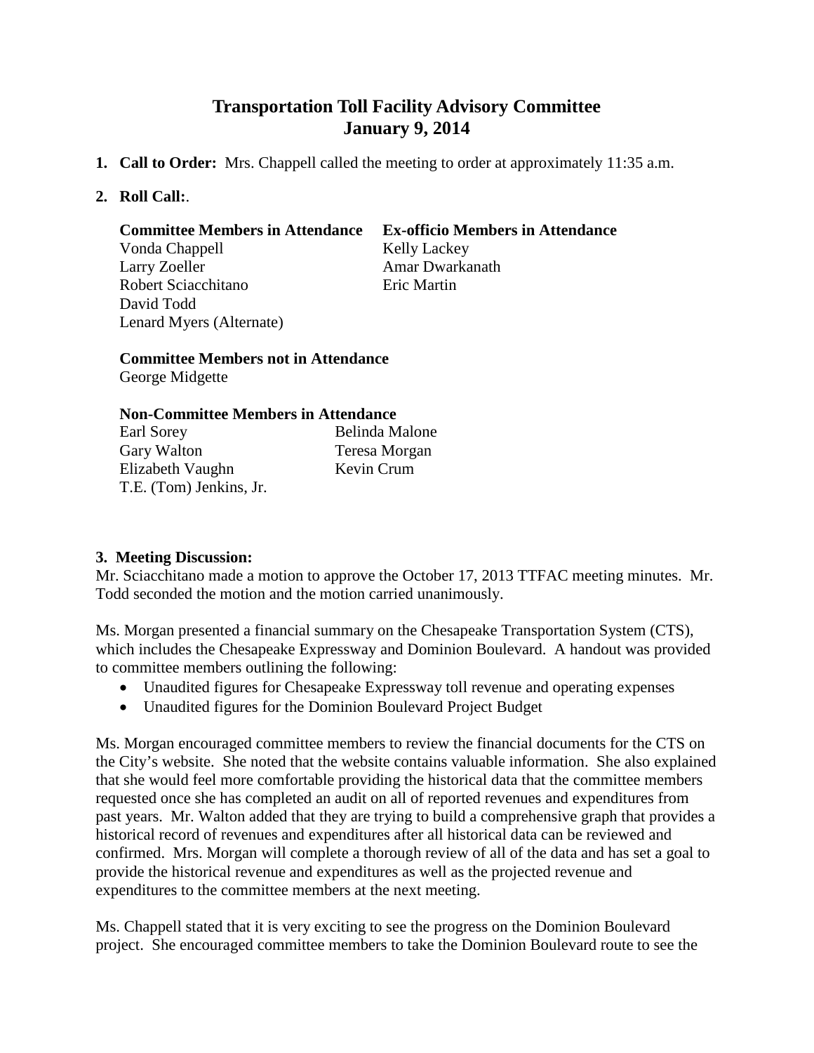# Transportation Toll Facility Advisory Committee
## January 9, 2014

1. **Call to Order:** Mrs. Chappell called the meeting to order at approximately 11:35 a.m.

2. **Roll Call:**.

| **Committee Members in Attendance** | **Ex-officio Members in Attendance** |
|---|---|
| Vonda Chappell | Kelly Lackey |
| Larry Zoeller | Amar Dwarkanath |
| Robert Sciacchitano | Eric Martin |
| David Todd | |
| Lenard Myers (Alternate) | |

**Committee Members not in Attendance**
George Midgette

**Non-Committee Members in Attendance**

| | |
|---|---|
| Earl Sorey | Belinda Malone |
| Gary Walton | Teresa Morgan |
| Elizabeth Vaughn | Kevin Crum |
| T.E. (Tom) Jenkins, Jr. | |

**3. Meeting Discussion:**

Mr. Sciacchitano made a motion to approve the October 17, 2013 TTFAC meeting minutes. Mr. Todd seconded the motion and the motion carried unanimously.

Ms. Morgan presented a financial summary on the Chesapeake Transportation System (CTS), which includes the Chesapeake Expressway and Dominion Boulevard. A handout was provided to committee members outlining the following:

- Unaudited figures for Chesapeake Expressway toll revenue and operating expenses
- Unaudited figures for the Dominion Boulevard Project Budget

Ms. Morgan encouraged committee members to review the financial documents for the CTS on the City's website. She noted that the website contains valuable information. She also explained that she would feel more comfortable providing the historical data that the committee members requested once she has completed an audit on all of reported revenues and expenditures from past years. Mr. Walton added that they are trying to build a comprehensive graph that provides a historical record of revenues and expenditures after all historical data can be reviewed and confirmed. Mrs. Morgan will complete a thorough review of all of the data and has set a goal to provide the historical revenue and expenditures as well as the projected revenue and expenditures to the committee members at the next meeting.

Ms. Chappell stated that it is very exciting to see the progress on the Dominion Boulevard project. She encouraged committee members to take the Dominion Boulevard route to see the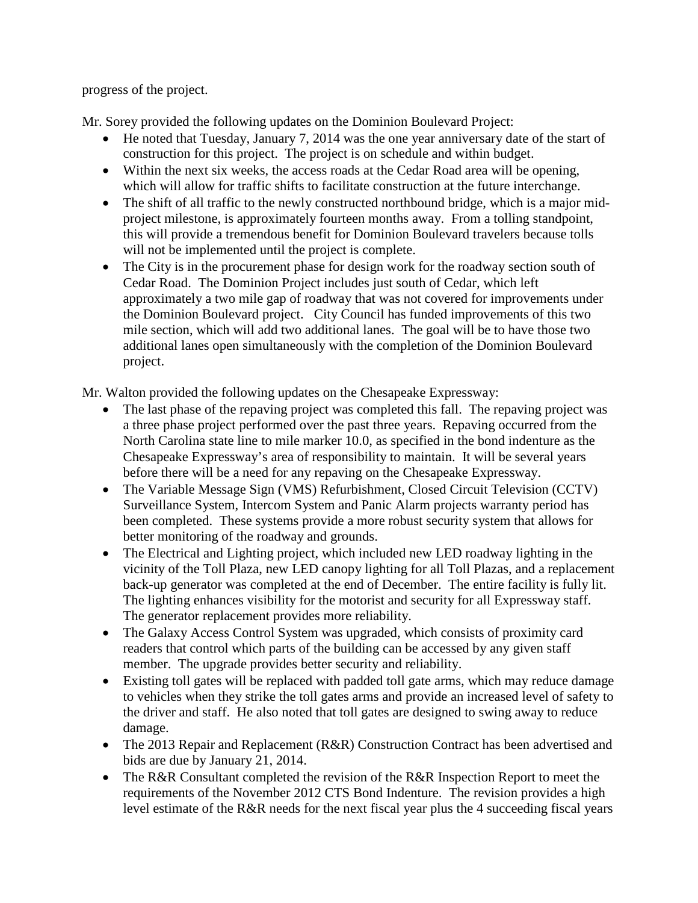progress of the project.

Mr. Sorey provided the following updates on the Dominion Boulevard Project:

- He noted that Tuesday, January 7, 2014 was the one year anniversary date of the start of construction for this project. The project is on schedule and within budget.
- Within the next six weeks, the access roads at the Cedar Road area will be opening, which will allow for traffic shifts to facilitate construction at the future interchange.
- The shift of all traffic to the newly constructed northbound bridge, which is a major mid-project milestone, is approximately fourteen months away. From a tolling standpoint, this will provide a tremendous benefit for Dominion Boulevard travelers because tolls will not be implemented until the project is complete.
- The City is in the procurement phase for design work for the roadway section south of Cedar Road. The Dominion Project includes just south of Cedar, which left approximately a two mile gap of roadway that was not covered for improvements under the Dominion Boulevard project. City Council has funded improvements of this two mile section, which will add two additional lanes. The goal will be to have those two additional lanes open simultaneously with the completion of the Dominion Boulevard project.

Mr. Walton provided the following updates on the Chesapeake Expressway:

- The last phase of the repaving project was completed this fall. The repaving project was a three phase project performed over the past three years. Repaving occurred from the North Carolina state line to mile marker 10.0, as specified in the bond indenture as the Chesapeake Expressway's area of responsibility to maintain. It will be several years before there will be a need for any repaving on the Chesapeake Expressway.
- The Variable Message Sign (VMS) Refurbishment, Closed Circuit Television (CCTV) Surveillance System, Intercom System and Panic Alarm projects warranty period has been completed. These systems provide a more robust security system that allows for better monitoring of the roadway and grounds.
- The Electrical and Lighting project, which included new LED roadway lighting in the vicinity of the Toll Plaza, new LED canopy lighting for all Toll Plazas, and a replacement back-up generator was completed at the end of December. The entire facility is fully lit. The lighting enhances visibility for the motorist and security for all Expressway staff. The generator replacement provides more reliability.
- The Galaxy Access Control System was upgraded, which consists of proximity card readers that control which parts of the building can be accessed by any given staff member. The upgrade provides better security and reliability.
- Existing toll gates will be replaced with padded toll gate arms, which may reduce damage to vehicles when they strike the toll gates arms and provide an increased level of safety to the driver and staff. He also noted that toll gates are designed to swing away to reduce damage.
- The 2013 Repair and Replacement (R&R) Construction Contract has been advertised and bids are due by January 21, 2014.
- The R&R Consultant completed the revision of the R&R Inspection Report to meet the requirements of the November 2012 CTS Bond Indenture. The revision provides a high level estimate of the R&R needs for the next fiscal year plus the 4 succeeding fiscal years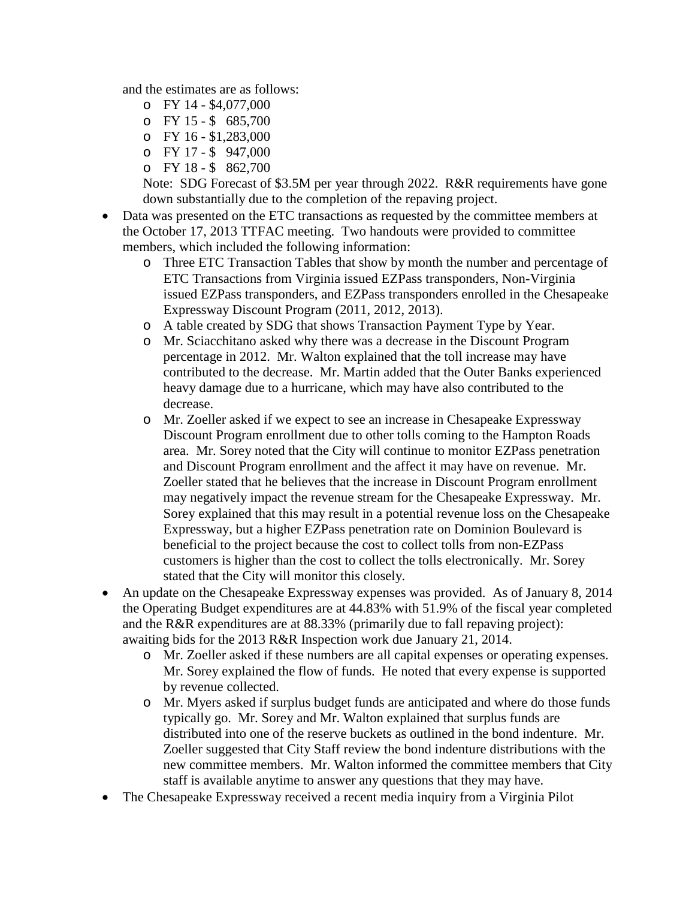and the estimates are as follows:

- FY 14 - $4,077,000
- FY 15 - $ 685,700
- FY 16 - $1,283,000
- FY 17 - $ 947,000
- FY 18 - $ 862,700

Note: SDG Forecast of $3.5M per year through 2022. R&R requirements have gone down substantially due to the completion of the repaving project.

- Data was presented on the ETC transactions as requested by the committee members at the October 17, 2013 TTFAC meeting. Two handouts were provided to committee members, which included the following information:
  - Three ETC Transaction Tables that show by month the number and percentage of ETC Transactions from Virginia issued EZPass transponders, Non-Virginia issued EZPass transponders, and EZPass transponders enrolled in the Chesapeake Expressway Discount Program (2011, 2012, 2013).
  - A table created by SDG that shows Transaction Payment Type by Year.
  - Mr. Sciacchitano asked why there was a decrease in the Discount Program percentage in 2012. Mr. Walton explained that the toll increase may have contributed to the decrease. Mr. Martin added that the Outer Banks experienced heavy damage due to a hurricane, which may have also contributed to the decrease.
  - Mr. Zoeller asked if we expect to see an increase in Chesapeake Expressway Discount Program enrollment due to other tolls coming to the Hampton Roads area. Mr. Sorey noted that the City will continue to monitor EZPass penetration and Discount Program enrollment and the affect it may have on revenue. Mr. Zoeller stated that he believes that the increase in Discount Program enrollment may negatively impact the revenue stream for the Chesapeake Expressway. Mr. Sorey explained that this may result in a potential revenue loss on the Chesapeake Expressway, but a higher EZPass penetration rate on Dominion Boulevard is beneficial to the project because the cost to collect tolls from non-EZPass customers is higher than the cost to collect the tolls electronically. Mr. Sorey stated that the City will monitor this closely.
- An update on the Chesapeake Expressway expenses was provided. As of January 8, 2014 the Operating Budget expenditures are at 44.83% with 51.9% of the fiscal year completed and the R&R expenditures are at 88.33% (primarily due to fall repaving project): awaiting bids for the 2013 R&R Inspection work due January 21, 2014.
  - Mr. Zoeller asked if these numbers are all capital expenses or operating expenses. Mr. Sorey explained the flow of funds. He noted that every expense is supported by revenue collected.
  - Mr. Myers asked if surplus budget funds are anticipated and where do those funds typically go. Mr. Sorey and Mr. Walton explained that surplus funds are distributed into one of the reserve buckets as outlined in the bond indenture. Mr. Zoeller suggested that City Staff review the bond indenture distributions with the new committee members. Mr. Walton informed the committee members that City staff is available anytime to answer any questions that they may have.
- The Chesapeake Expressway received a recent media inquiry from a Virginia Pilot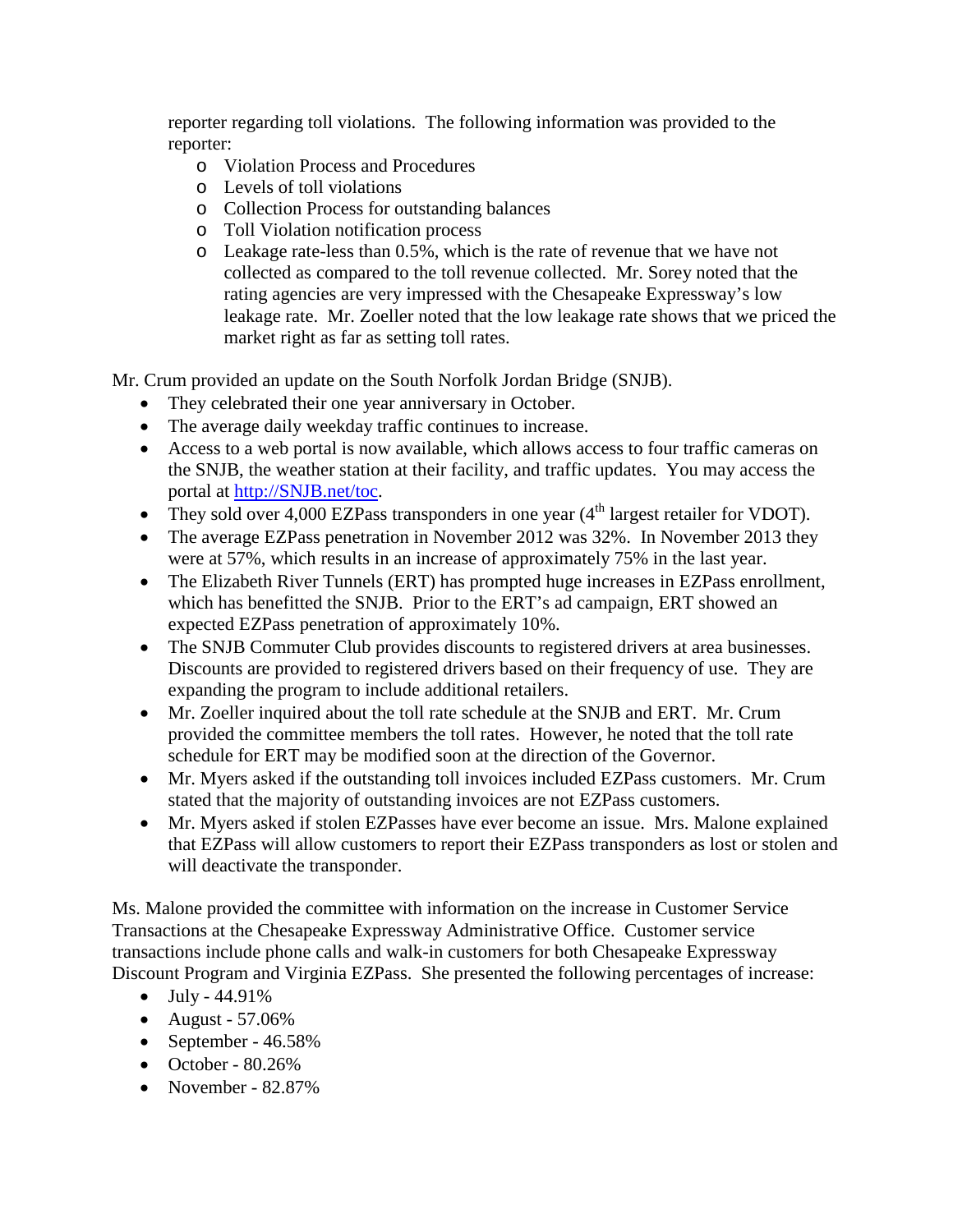reporter regarding toll violations. The following information was provided to the reporter:

- Violation Process and Procedures
- Levels of toll violations
- Collection Process for outstanding balances
- Toll Violation notification process
- Leakage rate-less than 0.5%, which is the rate of revenue that we have not collected as compared to the toll revenue collected. Mr. Sorey noted that the rating agencies are very impressed with the Chesapeake Expressway's low leakage rate. Mr. Zoeller noted that the low leakage rate shows that we priced the market right as far as setting toll rates.

Mr. Crum provided an update on the South Norfolk Jordan Bridge (SNJB).

- They celebrated their one year anniversary in October.
- The average daily weekday traffic continues to increase.
- Access to a web portal is now available, which allows access to four traffic cameras on the SNJB, the weather station at their facility, and traffic updates. You may access the portal at [http://SNJB.net/toc](http://SNJB.net/toc).
- They sold over 4,000 EZPass transponders in one year (4th largest retailer for VDOT).
- The average EZPass penetration in November 2012 was 32%. In November 2013 they were at 57%, which results in an increase of approximately 75% in the last year.
- The Elizabeth River Tunnels (ERT) has prompted huge increases in EZPass enrollment, which has benefitted the SNJB. Prior to the ERT's ad campaign, ERT showed an expected EZPass penetration of approximately 10%.
- The SNJB Commuter Club provides discounts to registered drivers at area businesses. Discounts are provided to registered drivers based on their frequency of use. They are expanding the program to include additional retailers.
- Mr. Zoeller inquired about the toll rate schedule at the SNJB and ERT. Mr. Crum provided the committee members the toll rates. However, he noted that the toll rate schedule for ERT may be modified soon at the direction of the Governor.
- Mr. Myers asked if the outstanding toll invoices included EZPass customers. Mr. Crum stated that the majority of outstanding invoices are not EZPass customers.
- Mr. Myers asked if stolen EZPasses have ever become an issue. Mrs. Malone explained that EZPass will allow customers to report their EZPass transponders as lost or stolen and will deactivate the transponder.

Ms. Malone provided the committee with information on the increase in Customer Service Transactions at the Chesapeake Expressway Administrative Office. Customer service transactions include phone calls and walk-in customers for both Chesapeake Expressway Discount Program and Virginia EZPass. She presented the following percentages of increase:

- July - 44.91%
- August - 57.06%
- September - 46.58%
- October - 80.26%
- November - 82.87%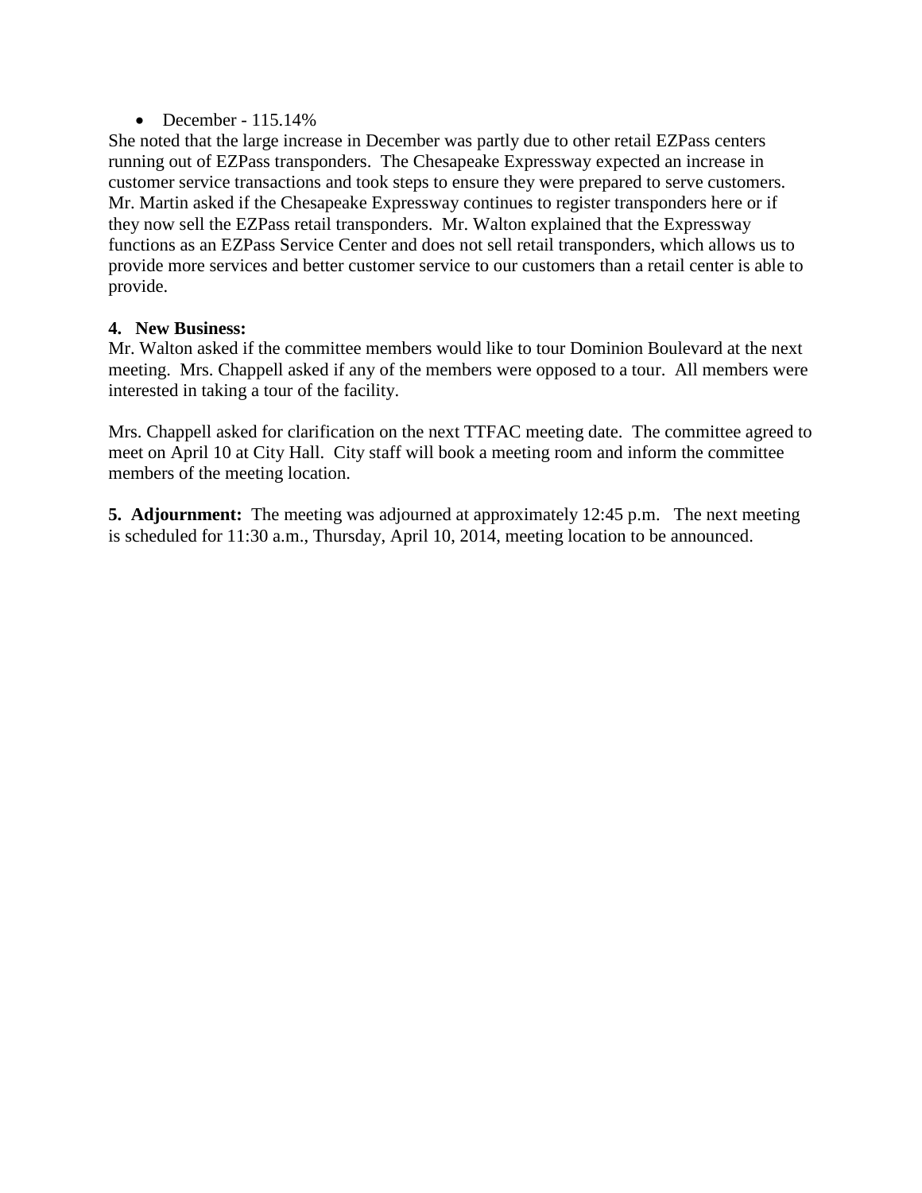- December - 115.14%

She noted that the large increase in December was partly due to other retail EZPass centers running out of EZPass transponders. The Chesapeake Expressway expected an increase in customer service transactions and took steps to ensure they were prepared to serve customers. Mr. Martin asked if the Chesapeake Expressway continues to register transponders here or if they now sell the EZPass retail transponders. Mr. Walton explained that the Expressway functions as an EZPass Service Center and does not sell retail transponders, which allows us to provide more services and better customer service to our customers than a retail center is able to provide.

**4. New Business:**
Mr. Walton asked if the committee members would like to tour Dominion Boulevard at the next meeting. Mrs. Chappell asked if any of the members were opposed to a tour. All members were interested in taking a tour of the facility.

Mrs. Chappell asked for clarification on the next TTFAC meeting date. The committee agreed to meet on April 10 at City Hall. City staff will book a meeting room and inform the committee members of the meeting location.

**5. Adjournment:** The meeting was adjourned at approximately 12:45 p.m. The next meeting is scheduled for 11:30 a.m., Thursday, April 10, 2014, meeting location to be announced.